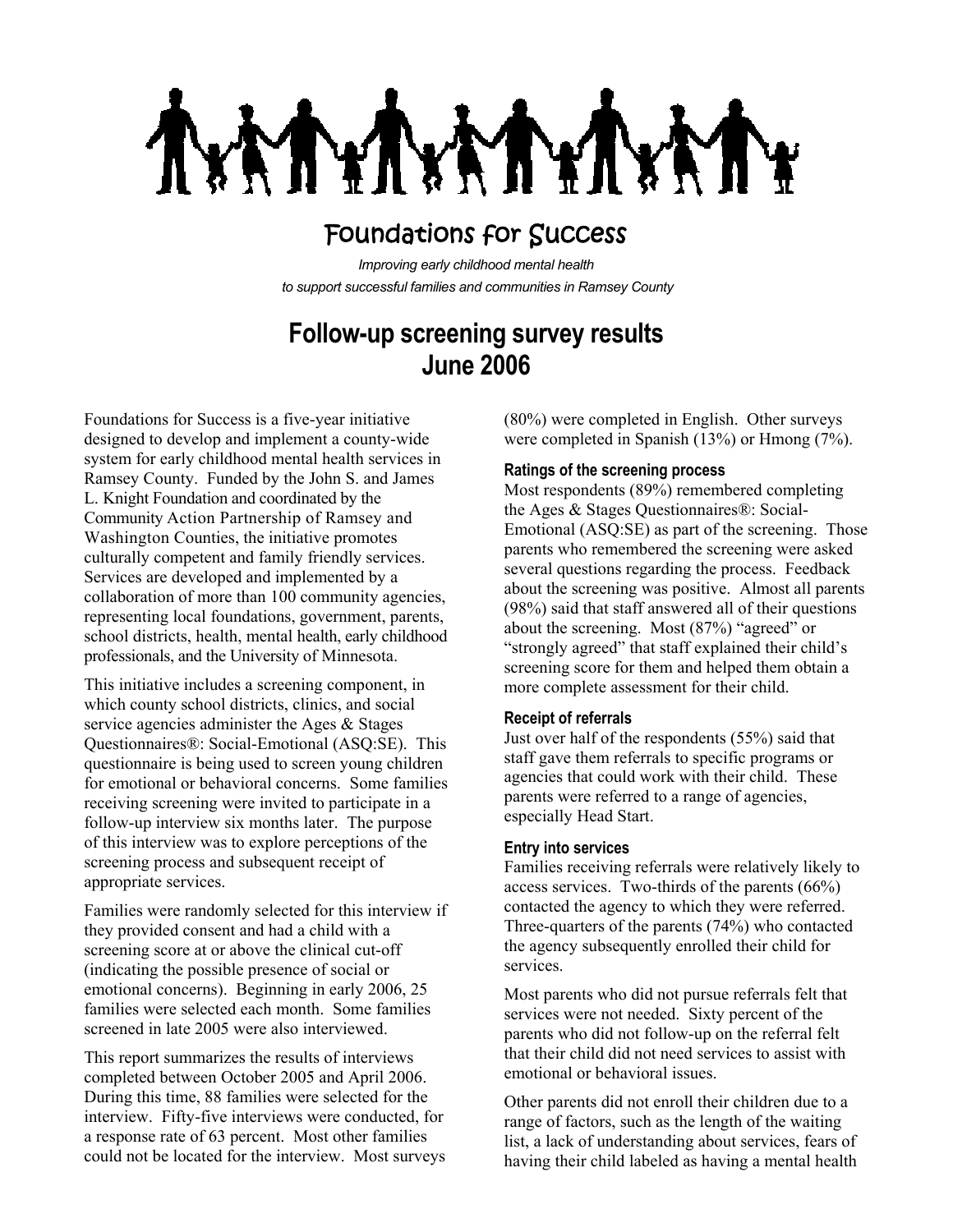# Foundations for Success

*Improving early childhood mental health to support successful families and communities in Ramsey County*

## Follow-up screening survey results June 2006

Foundations for Success is a five-year initiative designed to develop and implement a county-wide system for early childhood mental health services in Ramsey County. Funded by the John S. and James L. Knight Foundation and coordinated by the Community Action Partnership of Ramsey and Washington Counties, the initiative promotes culturally competent and family friendly services. Services are developed and implemented by a collaboration of more than 100 community agencies, representing local foundations, government, parents, school districts, health, mental health, early childhood professionals, and the University of Minnesota.

This initiative includes a screening component, in which county school districts, clinics, and social service agencies administer the Ages & Stages Questionnaires®: Social-Emotional (ASQ:SE). This questionnaire is being used to screen young children for emotional or behavioral concerns. Some families receiving screening were invited to participate in a follow-up interview six months later. The purpose of this interview was to explore perceptions of the screening process and subsequent receipt of appropriate services.

Families were randomly selected for this interview if they provided consent and had a child with a screening score at or above the clinical cut-off (indicating the possible presence of social or emotional concerns). Beginning in early 2006, 25 families were selected each month. Some families screened in late 2005 were also interviewed.

This report summarizes the results of interviews completed between October 2005 and April 2006. During this time, 88 families were selected for the interview. Fifty-five interviews were conducted, for a response rate of 63 percent. Most other families could not be located for the interview. Most surveys (80%) were completed in English. Other surveys were completed in Spanish (13%) or Hmong (7%).

### Ratings of the screening process

Most respondents (89%) remembered completing the Ages & Stages Questionnaires®: Social-Emotional (ASQ:SE) as part of the screening. Those parents who remembered the screening were asked several questions regarding the process. Feedback about the screening was positive. Almost all parents (98%) said that staff answered all of their questions about the screening. Most (87%) "agreed" or "strongly agreed" that staff explained their child's screening score for them and helped them obtain a more complete assessment for their child.

### Receipt of referrals

Just over half of the respondents (55%) said that staff gave them referrals to specific programs or agencies that could work with their child. These parents were referred to a range of agencies, especially Head Start.

### Entry into services

Families receiving referrals were relatively likely to access services. Two-thirds of the parents (66%) contacted the agency to which they were referred. Three-quarters of the parents (74%) who contacted the agency subsequently enrolled their child for services.

Most parents who did not pursue referrals felt that services were not needed. Sixty percent of the parents who did not follow-up on the referral felt that their child did not need services to assist with emotional or behavioral issues.

Other parents did not enroll their children due to a range of factors, such as the length of the waiting list, a lack of understanding about services, fears of having their child labeled as having a mental health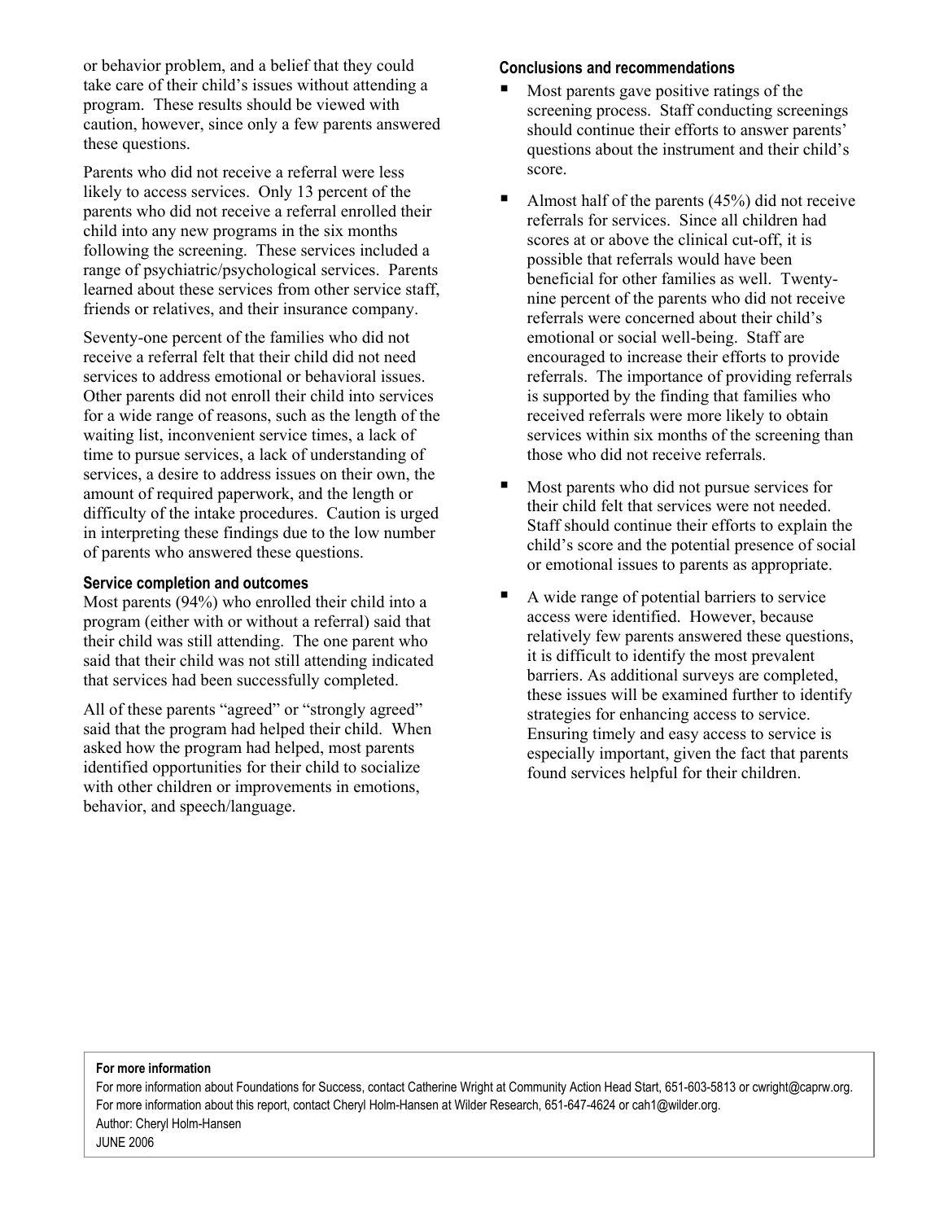or behavior problem, and a belief that they could take care of their child's issues without attending a program. These results should be viewed with caution, however, since only a few parents answered these questions.

Parents who did not receive a referral were less likely to access services. Only 13 percent of the parents who did not receive a referral enrolled their child into any new programs in the six months following the screening. These services included a range of psychiatric/psychological services. Parents learned about these services from other service staff, friends or relatives, and their insurance company.

Seventy-one percent of the families who did not receive a referral felt that their child did not need services to address emotional or behavioral issues. Other parents did not enroll their child into services for a wide range of reasons, such as the length of the waiting list, inconvenient service times, a lack of time to pursue services, a lack of understanding of services, a desire to address issues on their own, the amount of required paperwork, and the length or difficulty of the intake procedures. Caution is urged in interpreting these findings due to the low number of parents who answered these questions.

#### Service completion and outcomes

Most parents (94%) who enrolled their child into a program (either with or without a referral) said that their child was still attending. The one parent who said that their child was not still attending indicated that services had been successfully completed.

All of these parents "agreed" or "strongly agreed" said that the program had helped their child. When asked how the program had helped, most parents identified opportunities for their child to socialize with other children or improvements in emotions, behavior, and speech/language.

#### Conclusions and recommendations

- Most parents gave positive ratings of the screening process. Staff conducting screenings should continue their efforts to answer parents' questions about the instrument and their child's score.
- Almost half of the parents (45%) did not receive referrals for services. Since all children had scores at or above the clinical cut-off, it is possible that referrals would have been beneficial for other families as well. Twenty-nine percent of the parents who did not receive referrals were concerned about their child's emotional or social well-being. Staff are encouraged to increase their efforts to provide referrals. The importance of providing referrals is supported by the finding that families who received referrals were more likely to obtain services within six months of the screening than those who did not receive referrals.
- Most parents who did not pursue services for their child felt that services were not needed. Staff should continue their efforts to explain the child's score and the potential presence of social or emotional issues to parents as appropriate.
- A wide range of potential barriers to service access were identified. However, because relatively few parents answered these questions, it is difficult to identify the most prevalent barriers. As additional surveys are completed, these issues will be examined further to identify strategies for enhancing access to service. Ensuring timely and easy access to service is especially important, given the fact that parents found services helpful for their children.

**For more information**

For more information about Foundations for Success, contact Catherine Wright at Community Action Head Start, 651-603-5813 or cwright@caprw.org.
For more information about this report, contact Cheryl Holm-Hansen at Wilder Research, 651-647-4624 or cah1@wilder.org.
Author: Cheryl Holm-Hansen
JUNE 2006